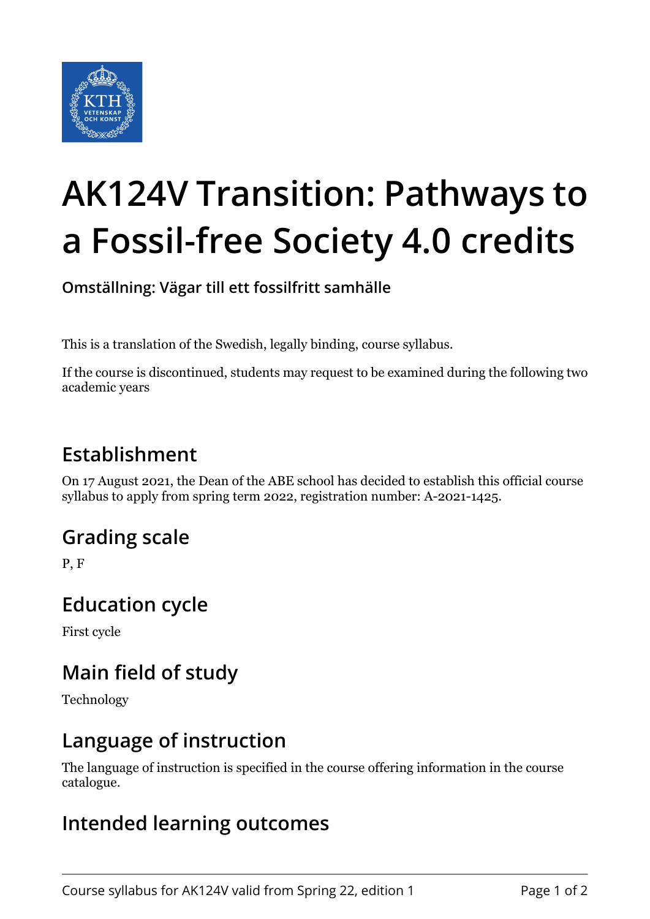# AK124V Transition: Pathways to a Fossil-free Society 4.0 credits

**Omställning: Vägar till ett fossilfritt samhälle**

This is a translation of the Swedish, legally binding, course syllabus.

If the course is discontinued, students may request to be examined during the following two academic years

## Establishment

On 17 August 2021, the Dean of the ABE school has decided to establish this official course syllabus to apply from spring term 2022, registration number: A-2021-1425.

## Grading scale

P, F

## Education cycle

First cycle

## Main field of study

Technology

## Language of instruction

The language of instruction is specified in the course offering information in the course catalogue.

## Intended learning outcomes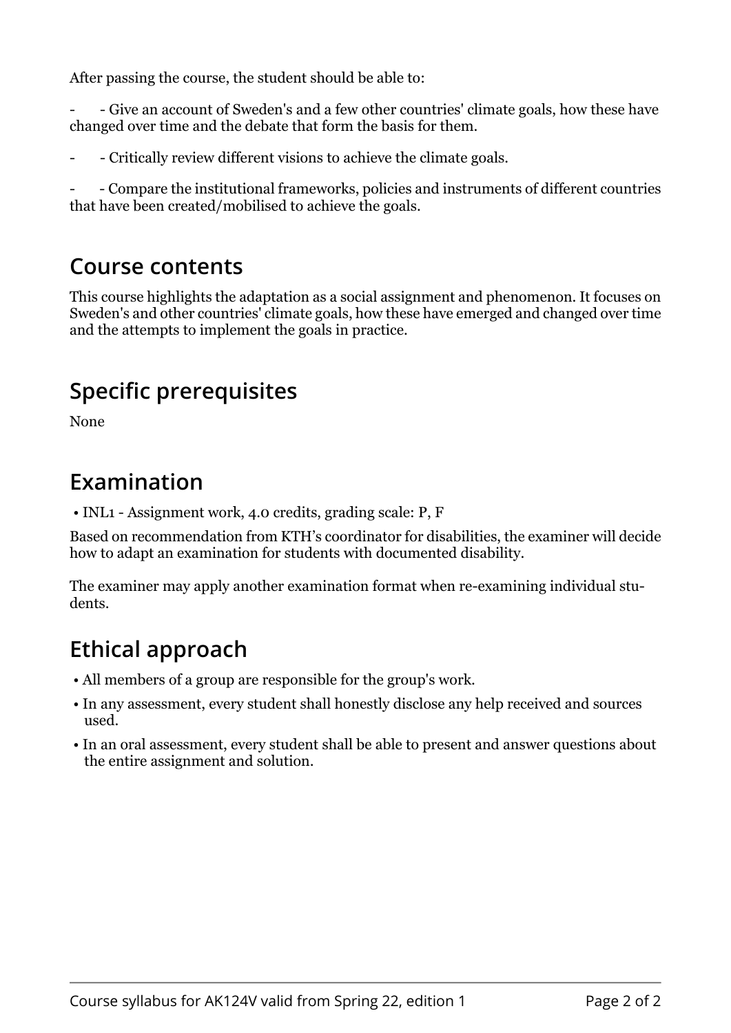After passing the course, the student should be able to:

- - Give an account of Sweden's and a few other countries' climate goals, how these have changed over time and the debate that form the basis for them.

- - Critically review different visions to achieve the climate goals.

- - Compare the institutional frameworks, policies and instruments of different countries that have been created/mobilised to achieve the goals.

## Course contents

This course highlights the adaptation as a social assignment and phenomenon. It focuses on Sweden's and other countries' climate goals, how these have emerged and changed over time and the attempts to implement the goals in practice.

## Specific prerequisites

None

## Examination

- INL1 - Assignment work, 4.0 credits, grading scale: P, F

Based on recommendation from KTH's coordinator for disabilities, the examiner will decide how to adapt an examination for students with documented disability.

The examiner may apply another examination format when re-examining individual students.

## Ethical approach

- All members of a group are responsible for the group's work.
- In any assessment, every student shall honestly disclose any help received and sources used.
- In an oral assessment, every student shall be able to present and answer questions about the entire assignment and solution.